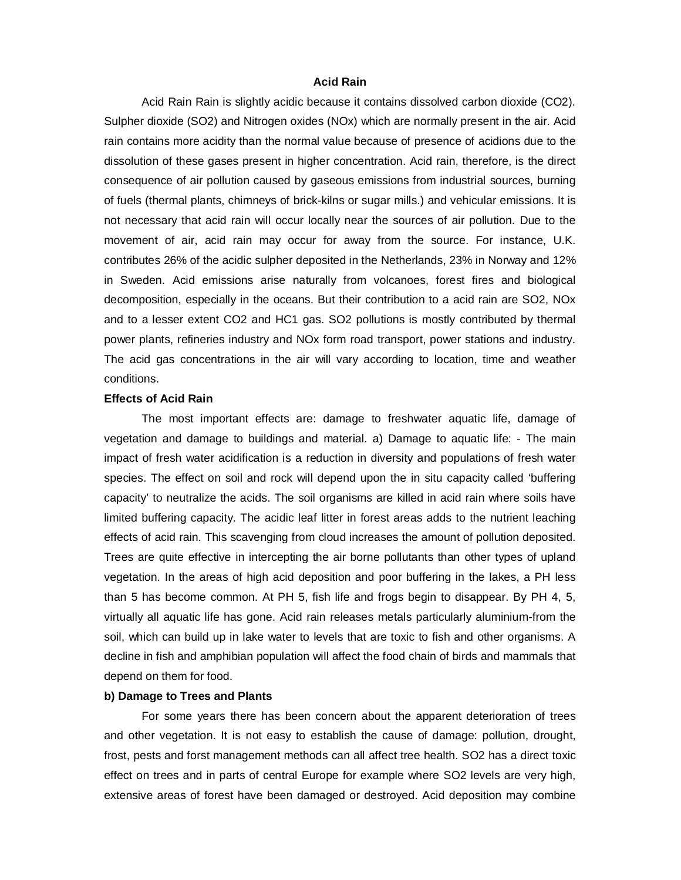# Acid Rain

Acid Rain Rain is slightly acidic because it contains dissolved carbon dioxide ($CO_2$). Sulpher dioxide ($SO_2$) and Nitrogen oxides ($NO_x$) which are normally present in the air. Acid rain contains more acidity than the normal value because of presence of acidions due to the dissolution of these gases present in higher concentration. Acid rain, therefore, is the direct consequence of air pollution caused by gaseous emissions from industrial sources, burning of fuels (thermal plants, chimneys of brick-kilns or sugar mills.) and vehicular emissions. It is not necessary that acid rain will occur locally near the sources of air pollution. Due to the movement of air, acid rain may occur for away from the source. For instance, U.K. contributes 26% of the acidic sulpher deposited in the Netherlands, 23% in Norway and 12% in Sweden. Acid emissions arise naturally from volcanoes, forest fires and biological decomposition, especially in the oceans. But their contribution to a acid rain are $SO_2$, $NO_x$ and to a lesser extent $CO_2$ and HC1 gas. $SO_2$ pollutions is mostly contributed by thermal power plants, refineries industry and $NO_x$ form road transport, power stations and industry. The acid gas concentrations in the air will vary according to location, time and weather conditions.

**Effects of Acid Rain**

The most important effects are: damage to freshwater aquatic life, damage of vegetation and damage to buildings and material. a) Damage to aquatic life: - The main impact of fresh water acidification is a reduction in diversity and populations of fresh water species. The effect on soil and rock will depend upon the in situ capacity called 'buffering capacity' to neutralize the acids. The soil organisms are killed in acid rain where soils have limited buffering capacity. The acidic leaf litter in forest areas adds to the nutrient leaching effects of acid rain. This scavenging from cloud increases the amount of pollution deposited. Trees are quite effective in intercepting the air borne pollutants than other types of upland vegetation. In the areas of high acid deposition and poor buffering in the lakes, a PH less than 5 has become common. At PH 5, fish life and frogs begin to disappear. By PH 4, 5, virtually all aquatic life has gone. Acid rain releases metals particularly aluminium-from the soil, which can build up in lake water to levels that are toxic to fish and other organisms. A decline in fish and amphibian population will affect the food chain of birds and mammals that depend on them for food.

**b) Damage to Trees and Plants**

For some years there has been concern about the apparent deterioration of trees and other vegetation. It is not easy to establish the cause of damage: pollution, drought, frost, pests and forst management methods can all affect tree health. $SO_2$ has a direct toxic effect on trees and in parts of central Europe for example where $SO_2$ levels are very high, extensive areas of forest have been damaged or destroyed. Acid deposition may combine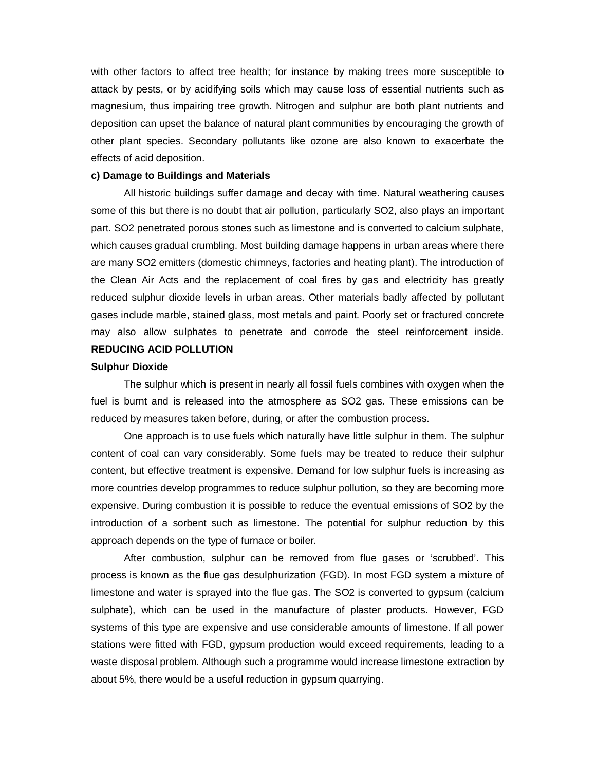with other factors to affect tree health; for instance by making trees more susceptible to attack by pests, or by acidifying soils which may cause loss of essential nutrients such as magnesium, thus impairing tree growth. Nitrogen and sulphur are both plant nutrients and deposition can upset the balance of natural plant communities by encouraging the growth of other plant species. Secondary pollutants like ozone are also known to exacerbate the effects of acid deposition.

**c) Damage to Buildings and Materials**

All historic buildings suffer damage and decay with time. Natural weathering causes some of this but there is no doubt that air pollution, particularly $SO_2$, also plays an important part. $SO_2$ penetrated porous stones such as limestone and is converted to calcium sulphate, which causes gradual crumbling. Most building damage happens in urban areas where there are many $SO_2$ emitters (domestic chimneys, factories and heating plant). The introduction of the Clean Air Acts and the replacement of coal fires by gas and electricity has greatly reduced sulphur dioxide levels in urban areas. Other materials badly affected by pollutant gases include marble, stained glass, most metals and paint. Poorly set or fractured concrete may also allow sulphates to penetrate and corrode the steel reinforcement inside.

## REDUCING ACID POLLUTION

### Sulphur Dioxide

The sulphur which is present in nearly all fossil fuels combines with oxygen when the fuel is burnt and is released into the atmosphere as $SO_2$ gas. These emissions can be reduced by measures taken before, during, or after the combustion process.

One approach is to use fuels which naturally have little sulphur in them. The sulphur content of coal can vary considerably. Some fuels may be treated to reduce their sulphur content, but effective treatment is expensive. Demand for low sulphur fuels is increasing as more countries develop programmes to reduce sulphur pollution, so they are becoming more expensive. During combustion it is possible to reduce the eventual emissions of $SO_2$ by the introduction of a sorbent such as limestone. The potential for sulphur reduction by this approach depends on the type of furnace or boiler.

After combustion, sulphur can be removed from flue gases or 'scrubbed'. This process is known as the flue gas desulphurization (FGD). In most FGD system a mixture of limestone and water is sprayed into the flue gas. The $SO_2$ is converted to gypsum (calcium sulphate), which can be used in the manufacture of plaster products. However, FGD systems of this type are expensive and use considerable amounts of limestone. If all power stations were fitted with FGD, gypsum production would exceed requirements, leading to a waste disposal problem. Although such a programme would increase limestone extraction by about 5%, there would be a useful reduction in gypsum quarrying.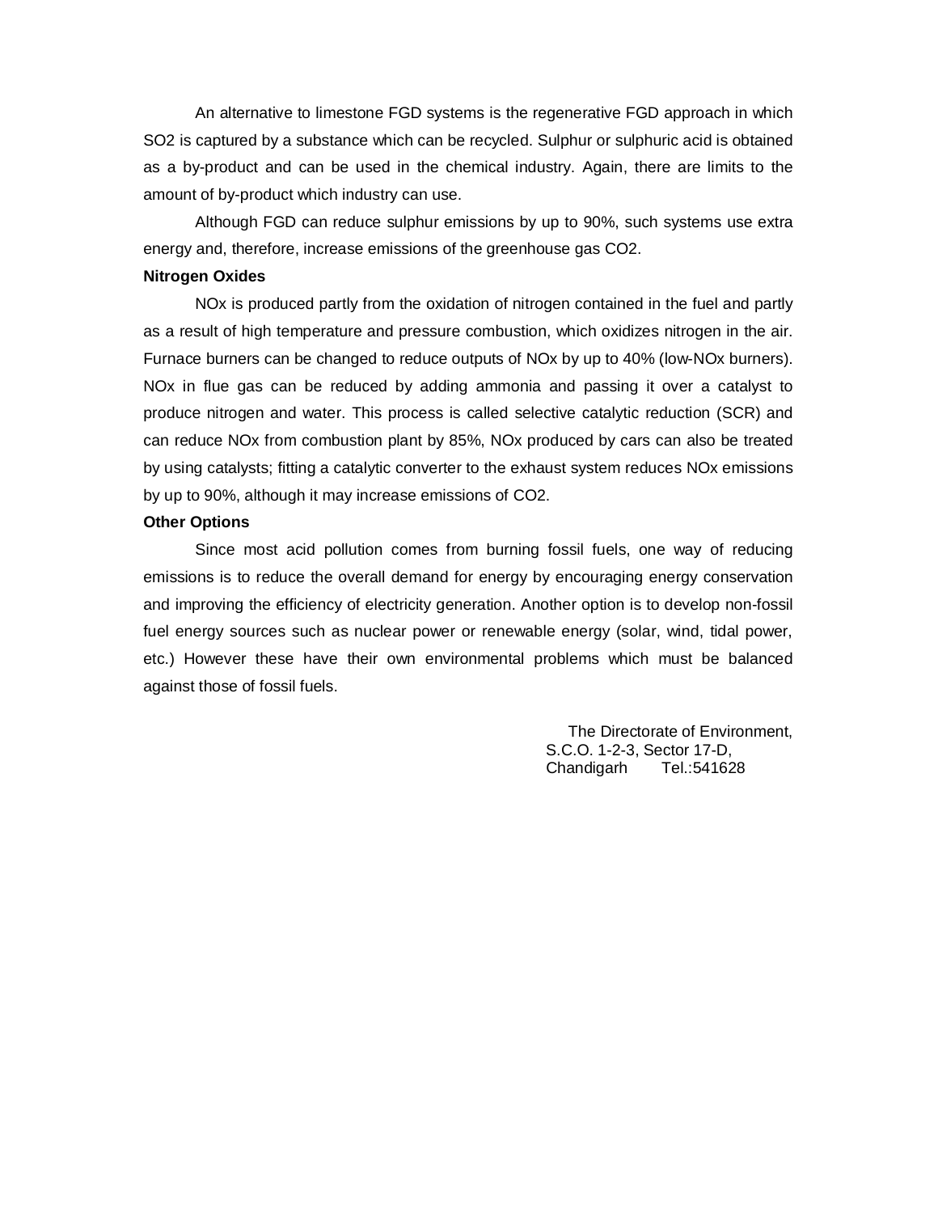An alternative to limestone FGD systems is the regenerative FGD approach in which $SO_2$ is captured by a substance which can be recycled. Sulphur or sulphuric acid is obtained as a by-product and can be used in the chemical industry. Again, there are limits to the amount of by-product which industry can use.

Although FGD can reduce sulphur emissions by up to 90%, such systems use extra energy and, therefore, increase emissions of the greenhouse gas $CO_2$.

**Nitrogen Oxides**

$NO_x$ is produced partly from the oxidation of nitrogen contained in the fuel and partly as a result of high temperature and pressure combustion, which oxidizes nitrogen in the air. Furnace burners can be changed to reduce outputs of $NO_x$ by up to 40% (low-$NO_x$ burners). $NO_x$ in flue gas can be reduced by adding ammonia and passing it over a catalyst to produce nitrogen and water. This process is called selective catalytic reduction (SCR) and can reduce $NO_x$ from combustion plant by 85%, $NO_x$ produced by cars can also be treated by using catalysts; fitting a catalytic converter to the exhaust system reduces $NO_x$ emissions by up to 90%, although it may increase emissions of $CO_2$.

**Other Options**

Since most acid pollution comes from burning fossil fuels, one way of reducing emissions is to reduce the overall demand for energy by encouraging energy conservation and improving the efficiency of electricity generation. Another option is to develop non-fossil fuel energy sources such as nuclear power or renewable energy (solar, wind, tidal power, etc.) However these have their own environmental problems which must be balanced against those of fossil fuels.

The Directorate of Environment,  
S.C.O. 1-2-3, Sector 17-D,  
Chandigarh Tel.:541628